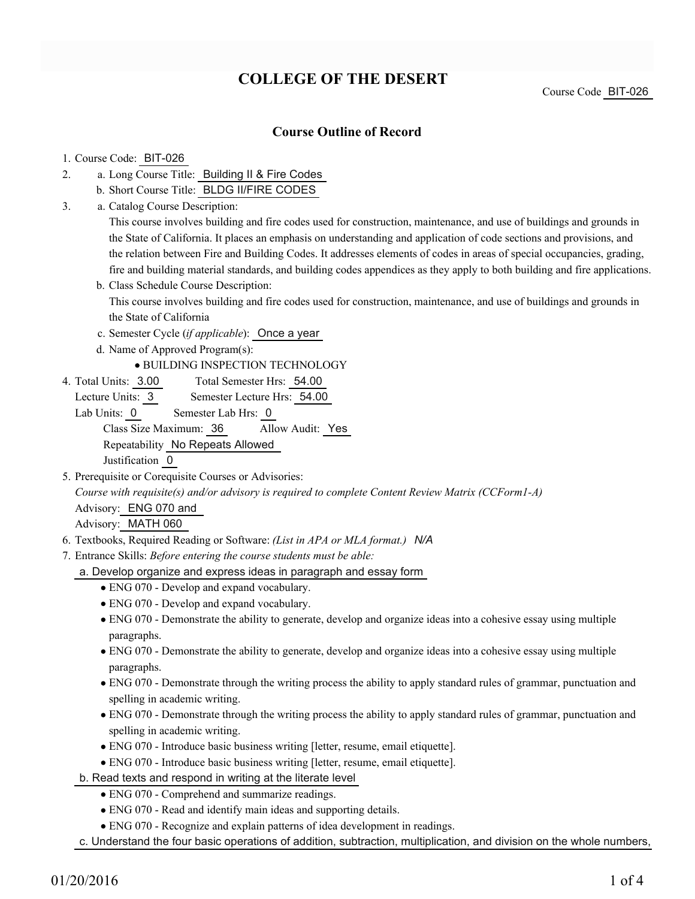# COLLEGE OF THE DESERT

Course Code BIT-026

## Course Outline of Record

1. Course Code: BIT-026
2. a. Long Course Title: Building II & Fire Codes
   b. Short Course Title: BLDG II/FIRE CODES
3. a. Catalog Course Description:
   This course involves building and fire codes used for construction, maintenance, and use of buildings and grounds in the State of California. It places an emphasis on understanding and application of code sections and provisions, and the relation between Fire and Building Codes. It addresses elements of codes in areas of special occupancies, grading, fire and building material standards, and building codes appendices as they apply to both building and fire applications.
   b. Class Schedule Course Description:
   This course involves building and fire codes used for construction, maintenance, and use of buildings and grounds in the State of California
   c. Semester Cycle (*if applicable*): Once a year
   d. Name of Approved Program(s):
      - BUILDING INSPECTION TECHNOLOGY
4. Total Units: 3.00 Total Semester Hrs: 54.00
   Lecture Units: 3 Semester Lecture Hrs: 54.00
   Lab Units: 0 Semester Lab Hrs: 0
   Class Size Maximum: 36 Allow Audit: Yes
   Repeatability No Repeats Allowed
   Justification 0
5. Prerequisite or Corequisite Courses or Advisories:
   *Course with requisite(s) and/or advisory is required to complete Content Review Matrix (CCForm1-A)*
   Advisory: ENG 070 and
   Advisory: MATH 060
6. Textbooks, Required Reading or Software: *(List in APA or MLA format.)* *N/A*
7. Entrance Skills: *Before entering the course students must be able:*

   a. Develop organize and express ideas in paragraph and essay form
   - ENG 070 - Develop and expand vocabulary.
   - ENG 070 - Develop and expand vocabulary.
   - ENG 070 - Demonstrate the ability to generate, develop and organize ideas into a cohesive essay using multiple paragraphs.
   - ENG 070 - Demonstrate the ability to generate, develop and organize ideas into a cohesive essay using multiple paragraphs.
   - ENG 070 - Demonstrate through the writing process the ability to apply standard rules of grammar, punctuation and spelling in academic writing.
   - ENG 070 - Demonstrate through the writing process the ability to apply standard rules of grammar, punctuation and spelling in academic writing.
   - ENG 070 - Introduce basic business writing [letter, resume, email etiquette].
   - ENG 070 - Introduce basic business writing [letter, resume, email etiquette].

   b. Read texts and respond in writing at the literate level
   - ENG 070 - Comprehend and summarize readings.
   - ENG 070 - Read and identify main ideas and supporting details.
   - ENG 070 - Recognize and explain patterns of idea development in readings.

   c. Understand the four basic operations of addition, subtraction, multiplication, and division on the whole numbers,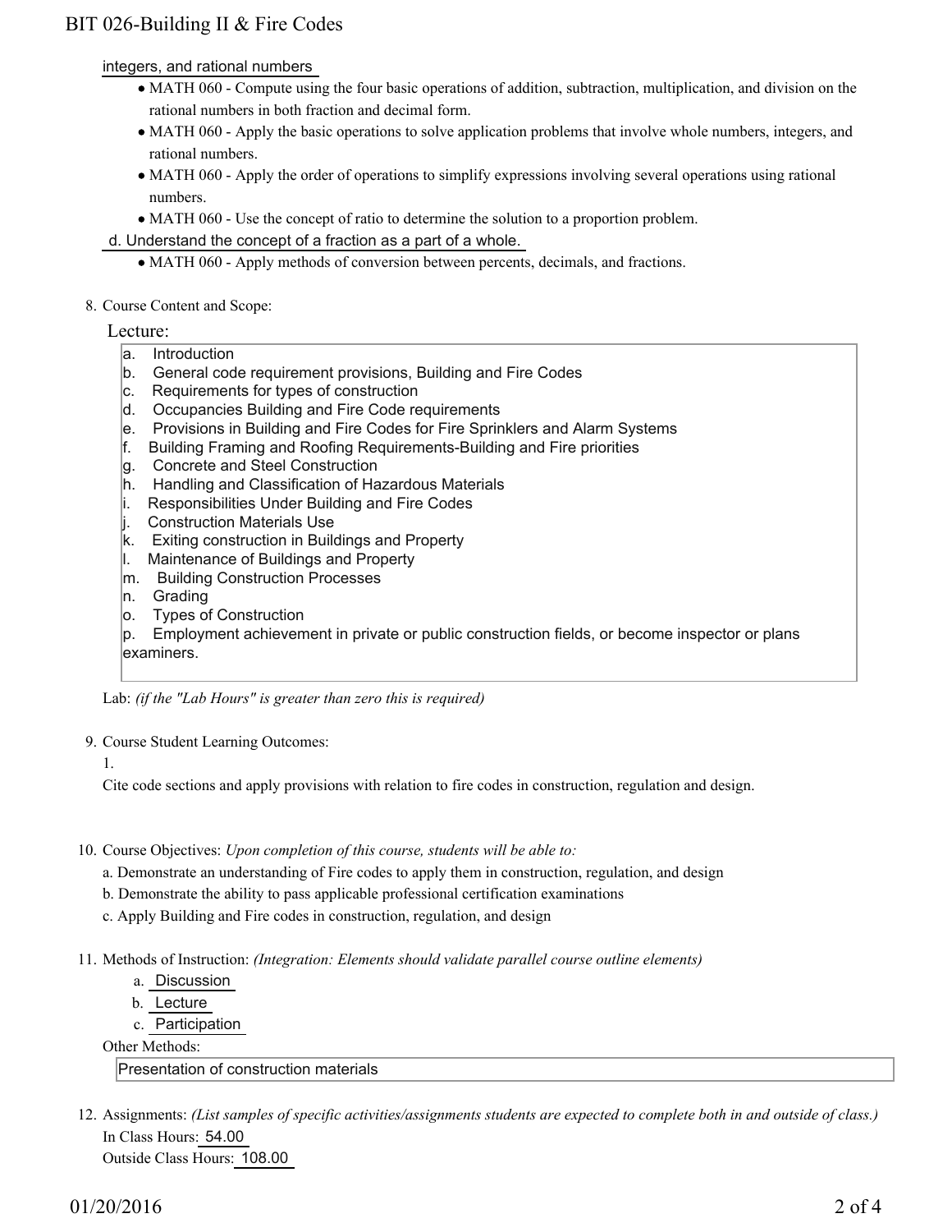integers, and rational numbers

- MATH 060 - Compute using the four basic operations of addition, subtraction, multiplication, and division on the rational numbers in both fraction and decimal form.
- MATH 060 - Apply the basic operations to solve application problems that involve whole numbers, integers, and rational numbers.
- MATH 060 - Apply the order of operations to simplify expressions involving several operations using rational numbers.
- MATH 060 - Use the concept of ratio to determine the solution to a proportion problem.

d. Understand the concept of a fraction as a part of a whole.

- MATH 060 - Apply methods of conversion between percents, decimals, and fractions.

8. Course Content and Scope:

Lecture:

a. Introduction
b. General code requirement provisions, Building and Fire Codes
c. Requirements for types of construction
d. Occupancies Building and Fire Code requirements
e. Provisions in Building and Fire Codes for Fire Sprinklers and Alarm Systems
f. Building Framing and Roofing Requirements-Building and Fire priorities
g. Concrete and Steel Construction
h. Handling and Classification of Hazardous Materials
i. Responsibilities Under Building and Fire Codes
j. Construction Materials Use
k. Exiting construction in Buildings and Property
l. Maintenance of Buildings and Property
m. Building Construction Processes
n. Grading
o. Types of Construction
p. Employment achievement in private or public construction fields, or become inspector or plans examiners.

Lab: *(if the "Lab Hours" is greater than zero this is required)*

9. Course Student Learning Outcomes:

1.

Cite code sections and apply provisions with relation to fire codes in construction, regulation and design.

10. Course Objectives: *Upon completion of this course, students will be able to:*

a. Demonstrate an understanding of Fire codes to apply them in construction, regulation, and design
b. Demonstrate the ability to pass applicable professional certification examinations
c. Apply Building and Fire codes in construction, regulation, and design

11. Methods of Instruction: *(Integration: Elements should validate parallel course outline elements)*

a. Discussion
b. Lecture
c. Participation

Other Methods:

Presentation of construction materials

12. Assignments: *(List samples of specific activities/assignments students are expected to complete both in and outside of class.)*

In Class Hours: 54.00

Outside Class Hours: 108.00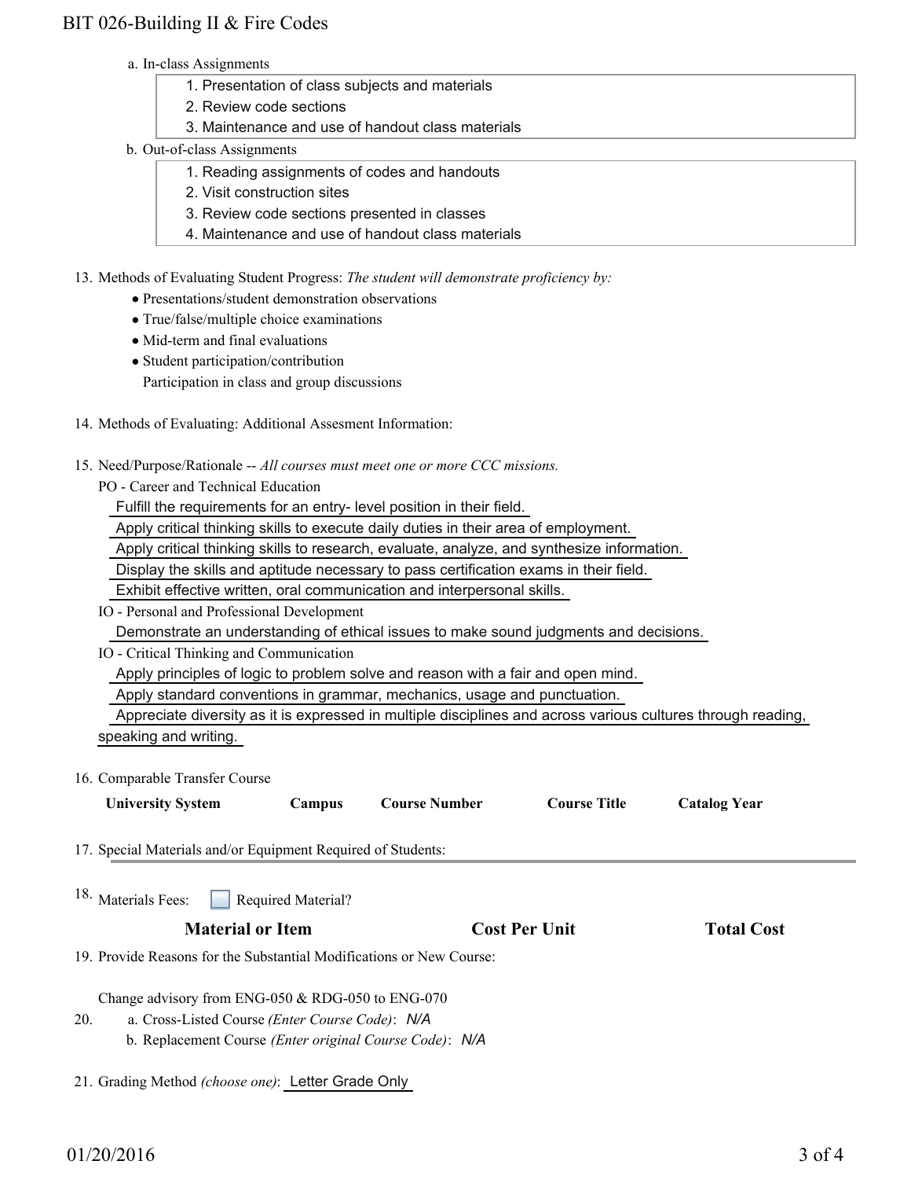a. In-class Assignments

1. Presentation of class subjects and materials
2. Review code sections
3. Maintenance and use of handout class materials

b. Out-of-class Assignments

1. Reading assignments of codes and handouts
2. Visit construction sites
3. Review code sections presented in classes
4. Maintenance and use of handout class materials

13. Methods of Evaluating Student Progress: *The student will demonstrate proficiency by:*

- Presentations/student demonstration observations
- True/false/multiple choice examinations
- Mid-term and final evaluations
- Student participation/contribution
  Participation in class and group discussions

14. Methods of Evaluating: Additional Assesment Information:

15. Need/Purpose/Rationale -- *All courses must meet one or more CCC missions.*

PO - Career and Technical Education

Fulfill the requirements for an entry- level position in their field.

Apply critical thinking skills to execute daily duties in their area of employment.

Apply critical thinking skills to research, evaluate, analyze, and synthesize information.

Display the skills and aptitude necessary to pass certification exams in their field.

Exhibit effective written, oral communication and interpersonal skills.

IO - Personal and Professional Development

Demonstrate an understanding of ethical issues to make sound judgments and decisions.

IO - Critical Thinking and Communication

Apply principles of logic to problem solve and reason with a fair and open mind.

Apply standard conventions in grammar, mechanics, usage and punctuation.

Appreciate diversity as it is expressed in multiple disciplines and across various cultures through reading, speaking and writing.

16. Comparable Transfer Course

| University System | Campus | Course Number | Course Title | Catalog Year |
| --- | --- | --- | --- | --- |

17. Special Materials and/or Equipment Required of Students:

18. Materials Fees: ☐ Required Material?

| Material or Item | Cost Per Unit | Total Cost |
| --- | --- | --- |

19. Provide Reasons for the Substantial Modifications or New Course:

Change advisory from ENG-050 & RDG-050 to ENG-070

20. a. Cross-Listed Course *(Enter Course Code)*: *N/A*

b. Replacement Course *(Enter original Course Code)*: *N/A*

21. Grading Method *(choose one)*: Letter Grade Only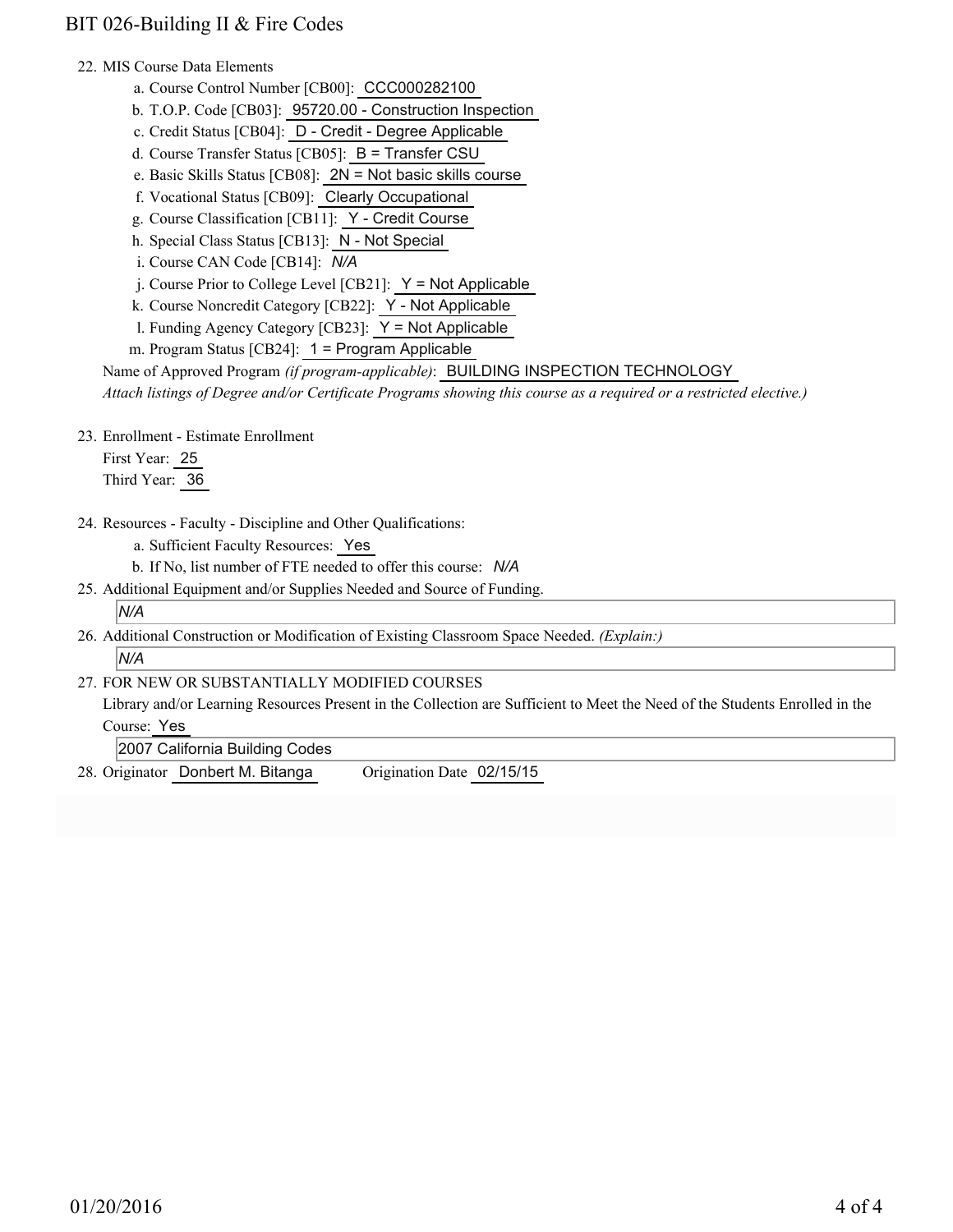22. MIS Course Data Elements
    a. Course Control Number [CB00]: CCC000282100
    b. T.O.P. Code [CB03]: 95720.00 - Construction Inspection
    c. Credit Status [CB04]: D - Credit - Degree Applicable
    d. Course Transfer Status [CB05]: B = Transfer CSU
    e. Basic Skills Status [CB08]: 2N = Not basic skills course
    f. Vocational Status [CB09]: Clearly Occupational
    g. Course Classification [CB11]: Y - Credit Course
    h. Special Class Status [CB13]: N - Not Special
    i. Course CAN Code [CB14]: *N/A*
    j. Course Prior to College Level [CB21]: Y = Not Applicable
    k. Course Noncredit Category [CB22]: Y - Not Applicable
    l. Funding Agency Category [CB23]: Y = Not Applicable
    m. Program Status [CB24]: 1 = Program Applicable

    Name of Approved Program *(if program-applicable)*: BUILDING INSPECTION TECHNOLOGY

    *Attach listings of Degree and/or Certificate Programs showing this course as a required or a restricted elective.)*

23. Enrollment - Estimate Enrollment

    First Year: 25

    Third Year: 36

24. Resources - Faculty - Discipline and Other Qualifications:
    a. Sufficient Faculty Resources: Yes
    b. If No, list number of FTE needed to offer this course: *N/A*

25. Additional Equipment and/or Supplies Needed and Source of Funding.

    *N/A*

26. Additional Construction or Modification of Existing Classroom Space Needed. *(Explain:)*

    *N/A*

27. FOR NEW OR SUBSTANTIALLY MODIFIED COURSES

    Library and/or Learning Resources Present in the Collection are Sufficient to Meet the Need of the Students Enrolled in the Course: Yes

    2007 California Building Codes

28. Originator Donbert M. Bitanga Origination Date 02/15/15